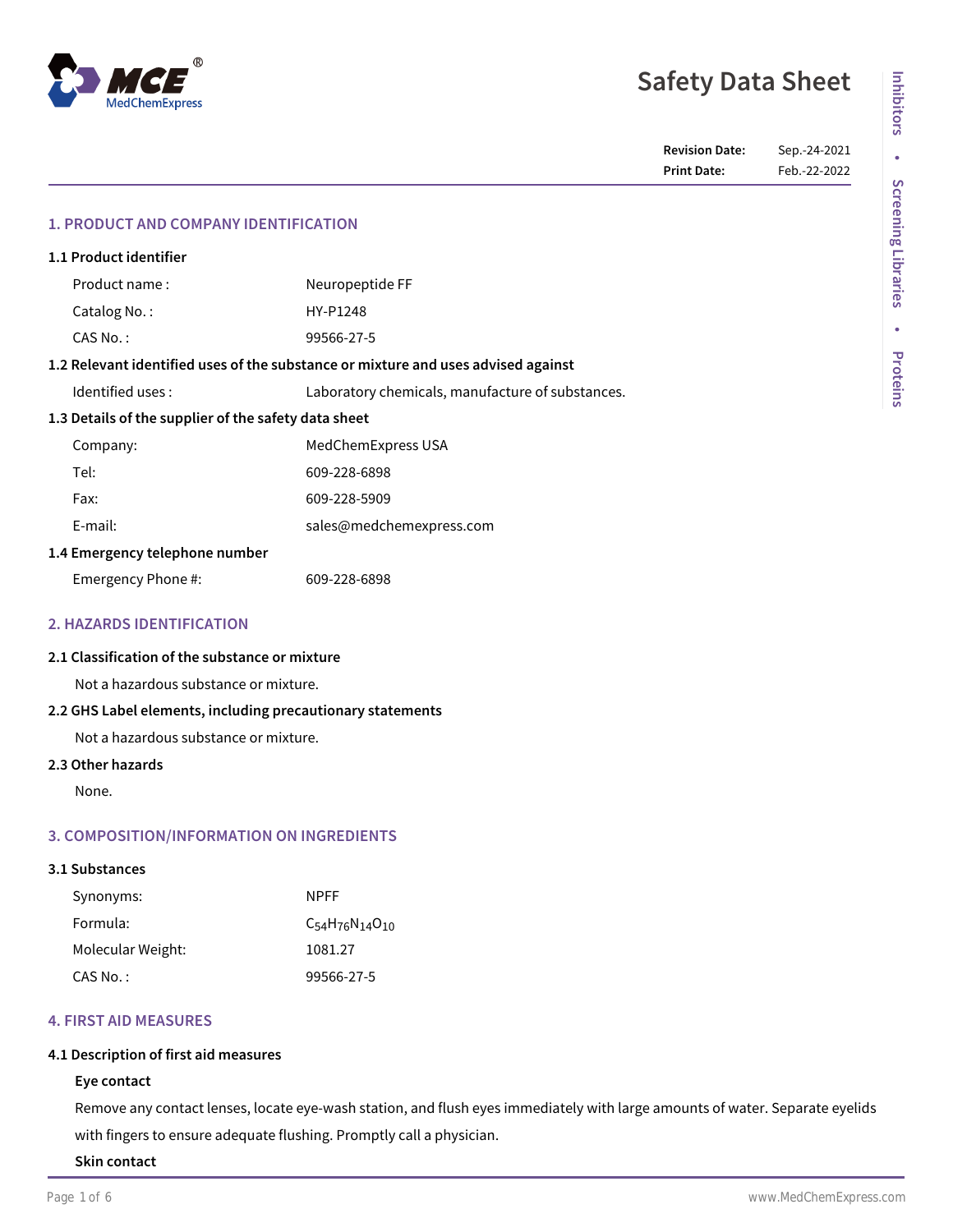# Safety Data Sheet

**Revision Date:** Sep.-24-2021
**Print Date:** Feb.-22-2022

## 1. PRODUCT AND COMPANY IDENTIFICATION

### 1.1 Product identifier

| | |
|---|---|
| Product name : | Neuropeptide FF |
| Catalog No. : | HY-P1248 |
| CAS No. : | 99566-27-5 |

### 1.2 Relevant identified uses of the substance or mixture and uses advised against

| | |
|---|---|
| Identified uses : | Laboratory chemicals, manufacture of substances. |

### 1.3 Details of the supplier of the safety data sheet

| | |
|---|---|
| Company: | MedChemExpress USA |
| Tel: | 609-228-6898 |
| Fax: | 609-228-5909 |
| E-mail: | sales@medchemexpress.com |

### 1.4 Emergency telephone number

| | |
|---|---|
| Emergency Phone #: | 609-228-6898 |

## 2. HAZARDS IDENTIFICATION

### 2.1 Classification of the substance or mixture

Not a hazardous substance or mixture.

### 2.2 GHS Label elements, including precautionary statements

Not a hazardous substance or mixture.

### 2.3 Other hazards

None.

## 3. COMPOSITION/INFORMATION ON INGREDIENTS

### 3.1 Substances

| | |
|---|---|
| Synonyms: | NPFF |
| Formula: | $C_{54}H_{76}N_{14}O_{10}$ |
| Molecular Weight: | 1081.27 |
| CAS No. : | 99566-27-5 |

## 4. FIRST AID MEASURES

### 4.1 Description of first aid measures

**Eye contact**

Remove any contact lenses, locate eye-wash station, and flush eyes immediately with large amounts of water. Separate eyelids with fingers to ensure adequate flushing. Promptly call a physician.

**Skin contact**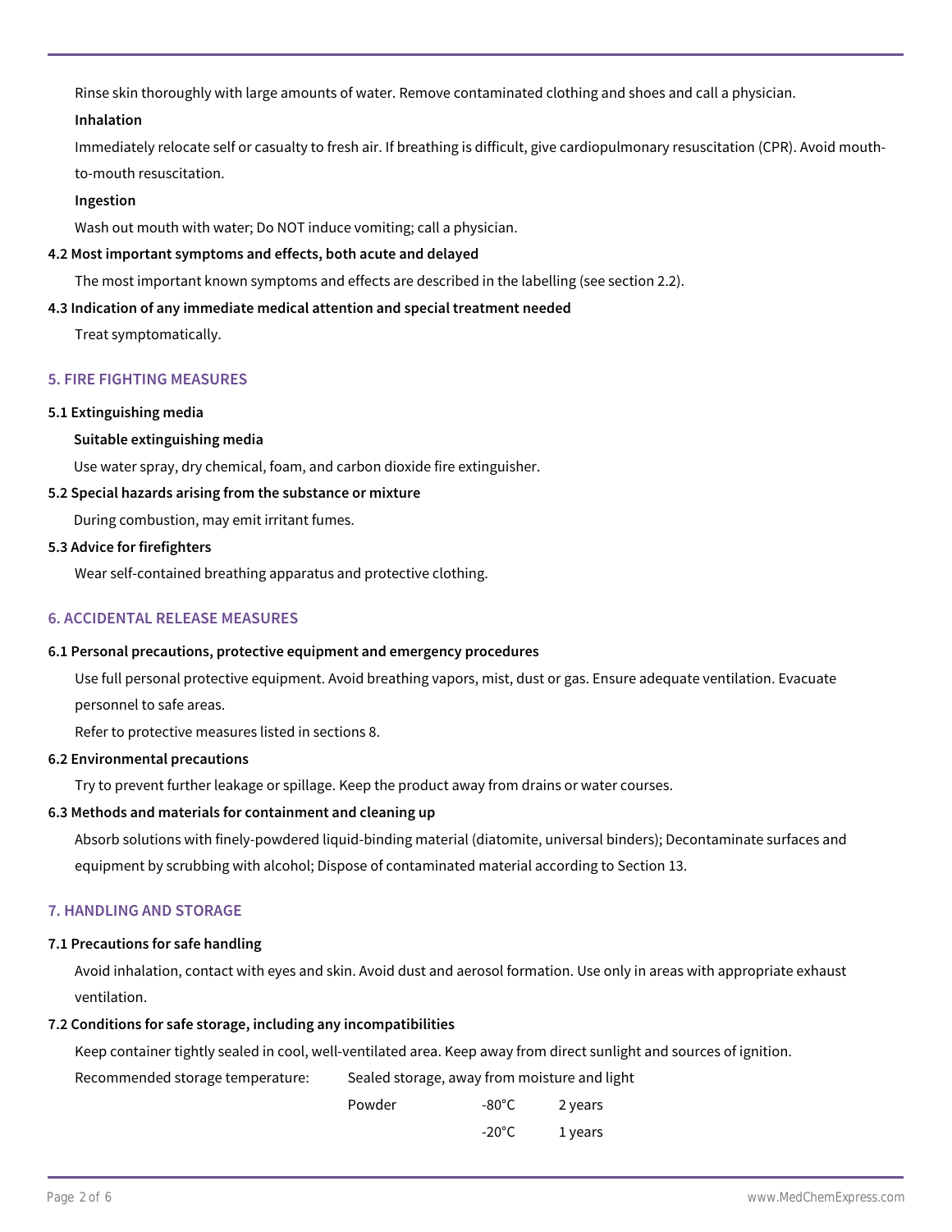Rinse skin thoroughly with large amounts of water. Remove contaminated clothing and shoes and call a physician.

**Inhalation**

Immediately relocate self or casualty to fresh air. If breathing is difficult, give cardiopulmonary resuscitation (CPR). Avoid mouth-to-mouth resuscitation.

**Ingestion**

Wash out mouth with water; Do NOT induce vomiting; call a physician.

**4.2 Most important symptoms and effects, both acute and delayed**

The most important known symptoms and effects are described in the labelling (see section 2.2).

**4.3 Indication of any immediate medical attention and special treatment needed**

Treat symptomatically.

## 5. FIRE FIGHTING MEASURES

**5.1 Extinguishing media**

**Suitable extinguishing media**

Use water spray, dry chemical, foam, and carbon dioxide fire extinguisher.

**5.2 Special hazards arising from the substance or mixture**

During combustion, may emit irritant fumes.

**5.3 Advice for firefighters**

Wear self-contained breathing apparatus and protective clothing.

## 6. ACCIDENTAL RELEASE MEASURES

**6.1 Personal precautions, protective equipment and emergency procedures**

Use full personal protective equipment. Avoid breathing vapors, mist, dust or gas. Ensure adequate ventilation. Evacuate personnel to safe areas.

Refer to protective measures listed in sections 8.

**6.2 Environmental precautions**

Try to prevent further leakage or spillage. Keep the product away from drains or water courses.

**6.3 Methods and materials for containment and cleaning up**

Absorb solutions with finely-powdered liquid-binding material (diatomite, universal binders); Decontaminate surfaces and equipment by scrubbing with alcohol; Dispose of contaminated material according to Section 13.

## 7. HANDLING AND STORAGE

**7.1 Precautions for safe handling**

Avoid inhalation, contact with eyes and skin. Avoid dust and aerosol formation. Use only in areas with appropriate exhaust ventilation.

**7.2 Conditions for safe storage, including any incompatibilities**

Keep container tightly sealed in cool, well-ventilated area. Keep away from direct sunlight and sources of ignition.

| Recommended storage temperature: | Sealed storage, away from moisture and light | | |
|---|---|---|---|
| | Powder | -80°C | 2 years |
| | | -20°C | 1 years |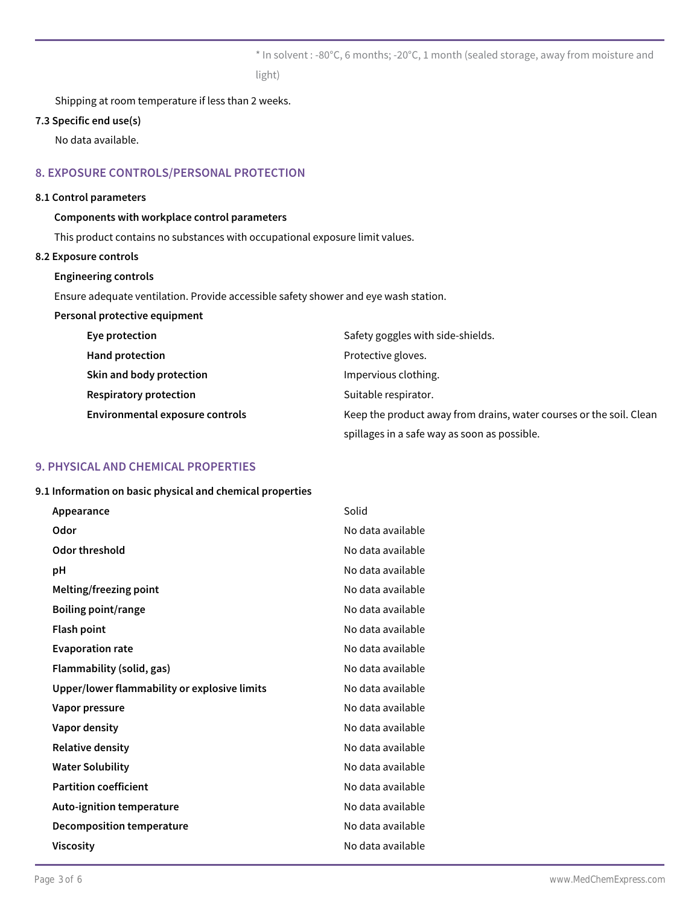* In solvent : -80°C, 6 months; -20°C, 1 month (sealed storage, away from moisture and light)

Shipping at room temperature if less than 2 weeks.

**7.3 Specific end use(s)**

No data available.

## 8. EXPOSURE CONTROLS/PERSONAL PROTECTION

**8.1 Control parameters**

**Components with workplace control parameters**

This product contains no substances with occupational exposure limit values.

**8.2 Exposure controls**

**Engineering controls**

Ensure adequate ventilation. Provide accessible safety shower and eye wash station.

**Personal protective equipment**

| | |
|---|---|
| **Eye protection** | Safety goggles with side-shields. |
| **Hand protection** | Protective gloves. |
| **Skin and body protection** | Impervious clothing. |
| **Respiratory protection** | Suitable respirator. |
| **Environmental exposure controls** | Keep the product away from drains, water courses or the soil. Clean spillages in a safe way as soon as possible. |

## 9. PHYSICAL AND CHEMICAL PROPERTIES

**9.1 Information on basic physical and chemical properties**

| | |
|---|---|
| **Appearance** | Solid |
| **Odor** | No data available |
| **Odor threshold** | No data available |
| **pH** | No data available |
| **Melting/freezing point** | No data available |
| **Boiling point/range** | No data available |
| **Flash point** | No data available |
| **Evaporation rate** | No data available |
| **Flammability (solid, gas)** | No data available |
| **Upper/lower flammability or explosive limits** | No data available |
| **Vapor pressure** | No data available |
| **Vapor density** | No data available |
| **Relative density** | No data available |
| **Water Solubility** | No data available |
| **Partition coefficient** | No data available |
| **Auto-ignition temperature** | No data available |
| **Decomposition temperature** | No data available |
| **Viscosity** | No data available |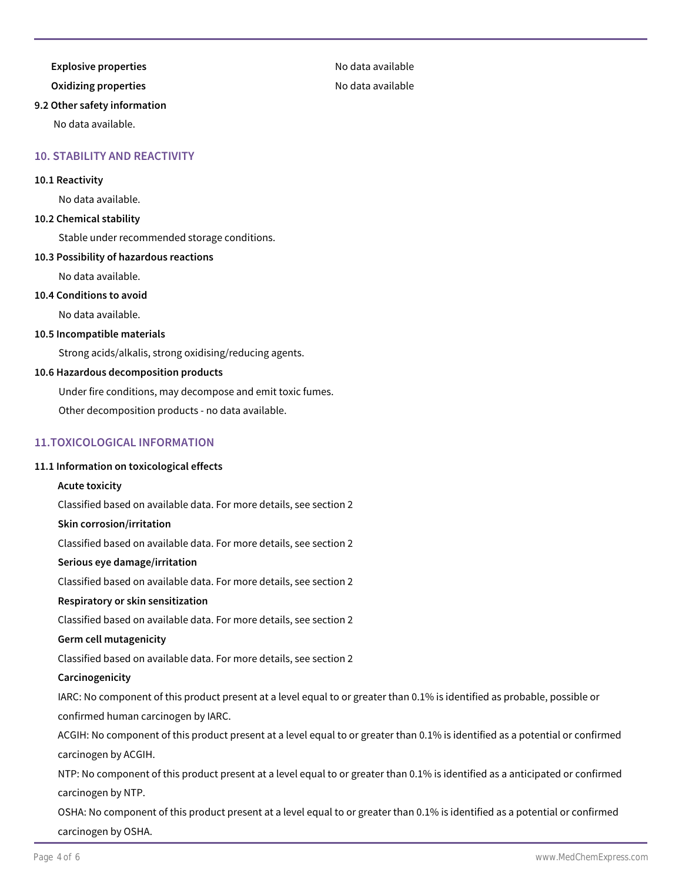| | |
|---|---|
| **Explosive properties** | No data available |
| **Oxidizing properties** | No data available |

**9.2 Other safety information**

No data available.

## 10. STABILITY AND REACTIVITY

**10.1 Reactivity**

No data available.

**10.2 Chemical stability**

Stable under recommended storage conditions.

**10.3 Possibility of hazardous reactions**

No data available.

**10.4 Conditions to avoid**

No data available.

**10.5 Incompatible materials**

Strong acids/alkalis, strong oxidising/reducing agents.

**10.6 Hazardous decomposition products**

Under fire conditions, may decompose and emit toxic fumes.

Other decomposition products - no data available.

## 11.TOXICOLOGICAL INFORMATION

**11.1 Information on toxicological effects**

**Acute toxicity**

Classified based on available data. For more details, see section 2

**Skin corrosion/irritation**

Classified based on available data. For more details, see section 2

**Serious eye damage/irritation**

Classified based on available data. For more details, see section 2

**Respiratory or skin sensitization**

Classified based on available data. For more details, see section 2

**Germ cell mutagenicity**

Classified based on available data. For more details, see section 2

**Carcinogenicity**

IARC: No component of this product present at a level equal to or greater than 0.1% is identified as probable, possible or confirmed human carcinogen by IARC.

ACGIH: No component of this product present at a level equal to or greater than 0.1% is identified as a potential or confirmed carcinogen by ACGIH.

NTP: No component of this product present at a level equal to or greater than 0.1% is identified as a anticipated or confirmed carcinogen by NTP.

OSHA: No component of this product present at a level equal to or greater than 0.1% is identified as a potential or confirmed carcinogen by OSHA.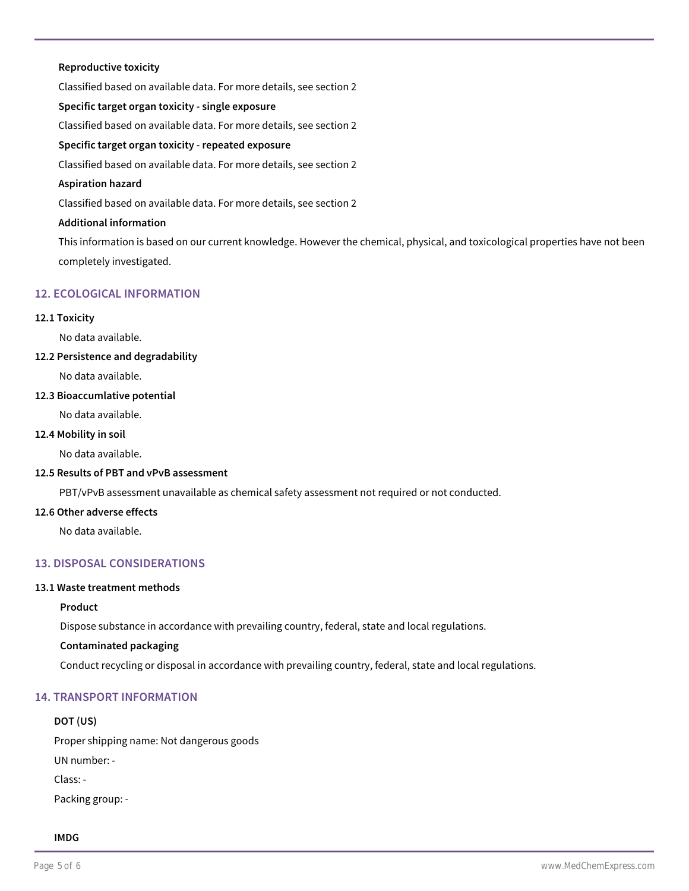**Reproductive toxicity**

Classified based on available data. For more details, see section 2

**Specific target organ toxicity - single exposure**

Classified based on available data. For more details, see section 2

**Specific target organ toxicity - repeated exposure**

Classified based on available data. For more details, see section 2

**Aspiration hazard**

Classified based on available data. For more details, see section 2

**Additional information**

This information is based on our current knowledge. However the chemical, physical, and toxicological properties have not been completely investigated.

## 12. ECOLOGICAL INFORMATION

**12.1 Toxicity**

No data available.

**12.2 Persistence and degradability**

No data available.

**12.3 Bioaccumlative potential**

No data available.

**12.4 Mobility in soil**

No data available.

**12.5 Results of PBT and vPvB assessment**

PBT/vPvB assessment unavailable as chemical safety assessment not required or not conducted.

**12.6 Other adverse effects**

No data available.

## 13. DISPOSAL CONSIDERATIONS

**13.1 Waste treatment methods**

**Product**

Dispose substance in accordance with prevailing country, federal, state and local regulations.

**Contaminated packaging**

Conduct recycling or disposal in accordance with prevailing country, federal, state and local regulations.

## 14. TRANSPORT INFORMATION

**DOT (US)**

Proper shipping name: Not dangerous goods

UN number: -

Class: -

Packing group: -

**IMDG**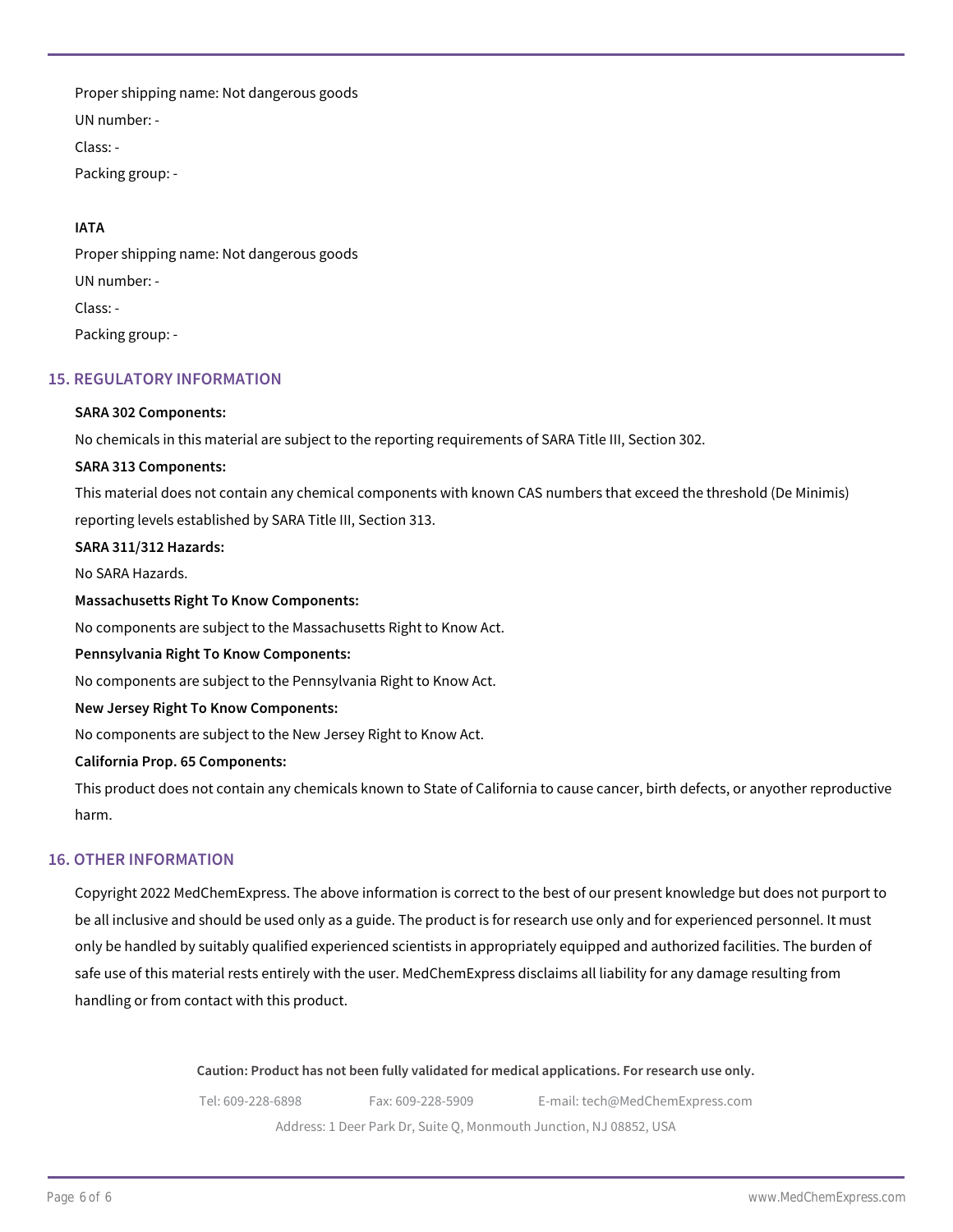Proper shipping name: Not dangerous goods

UN number: -

Class: -

Packing group: -

**IATA**

Proper shipping name: Not dangerous goods

UN number: -

Class: -

Packing group: -

## 15. REGULATORY INFORMATION

**SARA 302 Components:**

No chemicals in this material are subject to the reporting requirements of SARA Title III, Section 302.

**SARA 313 Components:**

This material does not contain any chemical components with known CAS numbers that exceed the threshold (De Minimis) reporting levels established by SARA Title III, Section 313.

**SARA 311/312 Hazards:**

No SARA Hazards.

**Massachusetts Right To Know Components:**

No components are subject to the Massachusetts Right to Know Act.

**Pennsylvania Right To Know Components:**

No components are subject to the Pennsylvania Right to Know Act.

**New Jersey Right To Know Components:**

No components are subject to the New Jersey Right to Know Act.

**California Prop. 65 Components:**

This product does not contain any chemicals known to State of California to cause cancer, birth defects, or anyother reproductive harm.

## 16. OTHER INFORMATION

Copyright 2022 MedChemExpress. The above information is correct to the best of our present knowledge but does not purport to be all inclusive and should be used only as a guide. The product is for research use only and for experienced personnel. It must only be handled by suitably qualified experienced scientists in appropriately equipped and authorized facilities. The burden of safe use of this material rests entirely with the user. MedChemExpress disclaims all liability for any damage resulting from handling or from contact with this product.

**Caution: Product has not been fully validated for medical applications. For research use only.**

Tel: 609-228-6898 Fax: 609-228-5909 E-mail: tech@MedChemExpress.com

Address: 1 Deer Park Dr, Suite Q, Monmouth Junction, NJ 08852, USA